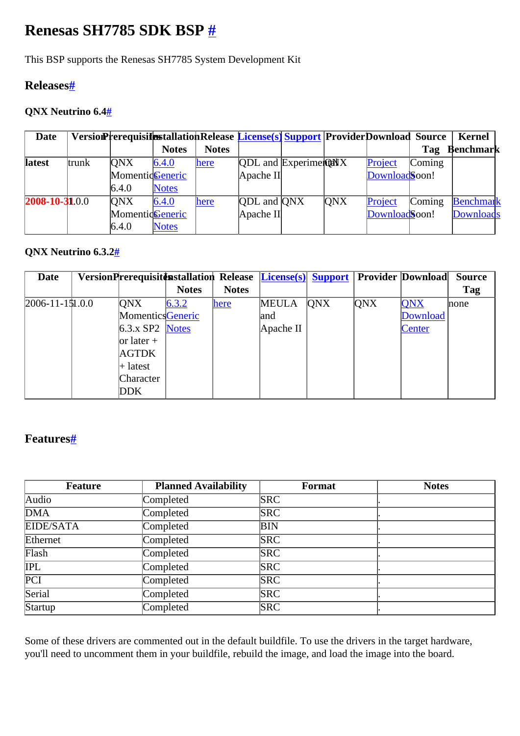# Renesas SH7785 SDK BSP #

This BSP supports the Renesas SH7785 System Development Kit

## Releases#

### QNX Neutrino 6.4#

| Date | Version | Prerequisites | Installation Notes | Release Notes | License(s) | Support | Provider | Download | Source Tag | Kernel Benchmark |
|---|---|---|---|---|---|---|---|---|---|---|
| **latest** | trunk | QNX Momentics 6.4.0 | 6.4.0 Generic Notes | here | QDL and Apache II | Experimental | QNX | Project Downloads | Coming Soon! | |
| 2008-10-31 | 1.0.0 | QNX Momentics 6.4.0 | 6.4.0 Generic Notes | here | QDL and Apache II | QNX | QNX | Project Downloads | Coming Soon! | Benchmark Downloads |

### QNX Neutrino 6.3.2#

| Date | Version | Prerequisites | Installation Notes | Release Notes | License(s) | Support | Provider | Download | Source Tag |
|---|---|---|---|---|---|---|---|---|---|
| 2006-11-15 | 1.0.0 | QNX Momentics 6.3.x SP2 or later + AGTDK + latest Character DDK | 6.3.2 Generic Notes | here | MEULA and Apache II | QNX | QNX | QNX Download Center | none |

## Features#

| Feature | Planned Availability | Format | Notes |
|---|---|---|---|
| Audio | Completed | SRC | . |
| DMA | Completed | SRC | . |
| EIDE/SATA | Completed | BIN | . |
| Ethernet | Completed | SRC | . |
| Flash | Completed | SRC | . |
| IPL | Completed | SRC | . |
| PCI | Completed | SRC | . |
| Serial | Completed | SRC | . |
| Startup | Completed | SRC | . |

Some of these drivers are commented out in the default buildfile. To use the drivers in the target hardware, you'll need to uncomment them in your buildfile, rebuild the image, and load the image into the board.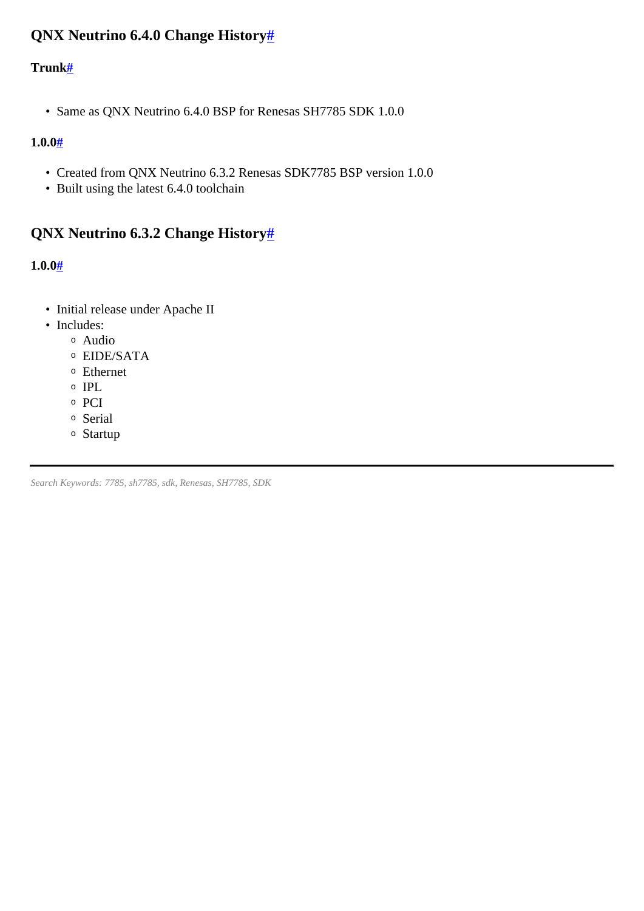## QNX Neutrino 6.4.0 Change History#

### Trunk#

- Same as QNX Neutrino 6.4.0 BSP for Renesas SH7785 SDK 1.0.0

### 1.0.0#

- Created from QNX Neutrino 6.3.2 Renesas SDK7785 BSP version 1.0.0
- Built using the latest 6.4.0 toolchain

## QNX Neutrino 6.3.2 Change History#

### 1.0.0#

- Initial release under Apache II
- Includes:
  - Audio
  - EIDE/SATA
  - Ethernet
  - IPL
  - PCI
  - Serial
  - Startup

---

*Search Keywords: 7785, sh7785, sdk, Renesas, SH7785, SDK*